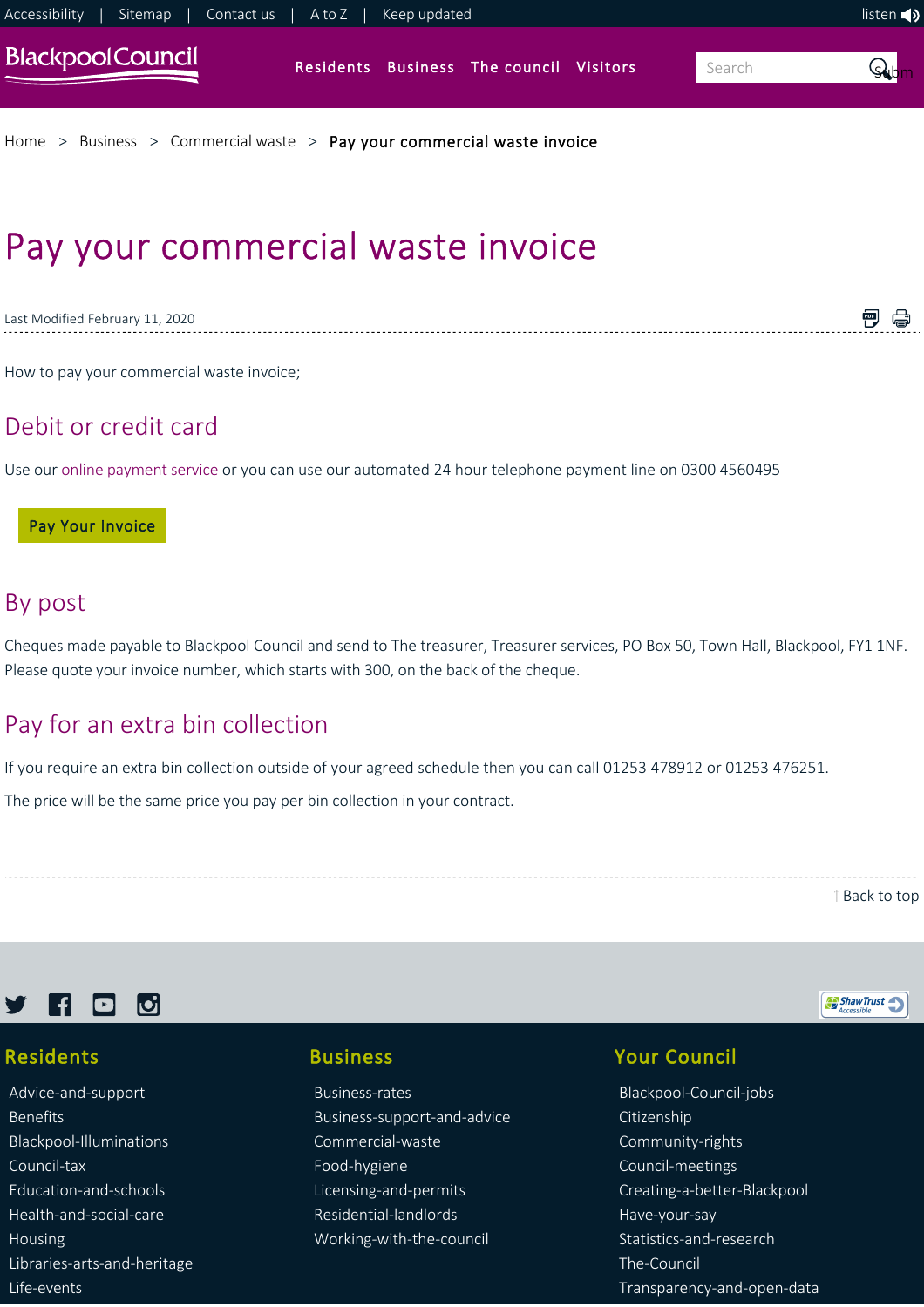Accessibility | Sitemap | Contact us | A to Z | Keep updated

listen

Residents Business The council Visitors

Home > Business > Commercial waste > Pay your commercial waste invoice

# Pay your commercial waste invoice

Last Modified February 11, 2020

How to pay your commercial waste invoice;

## Debit or credit card

Use our online payment service or you can use our automated 24 hour telephone payment line on 0300 4560495

Pay Your Invoice

## By post

Cheques made payable to Blackpool Council and send to The treasurer, Treasurer services, PO Box 50, Town Hall, Blackpool, FY1 1NF. Please quote your invoice number, which starts with 300, on the back of the cheque.

## Pay for an extra bin collection

If you require an extra bin collection outside of your agreed schedule then you can call 01253 478912 or 01253 476251.

The price will be the same price you pay per bin collection in your contract.

↑ Back to top

### Residents

- Advice-and-support
- Benefits
- Blackpool-Illuminations
- Council-tax
- Education-and-schools
- Health-and-social-care
- Housing
- Libraries-arts-and-heritage
- Life-events

### Business

- Business-rates
- Business-support-and-advice
- Commercial-waste
- Food-hygiene
- Licensing-and-permits
- Residential-landlords
- Working-with-the-council

### Your Council

- Blackpool-Council-jobs
- Citizenship
- Community-rights
- Council-meetings
- Creating-a-better-Blackpool
- Have-your-say
- Statistics-and-research
- The-Council
- Transparency-and-open-data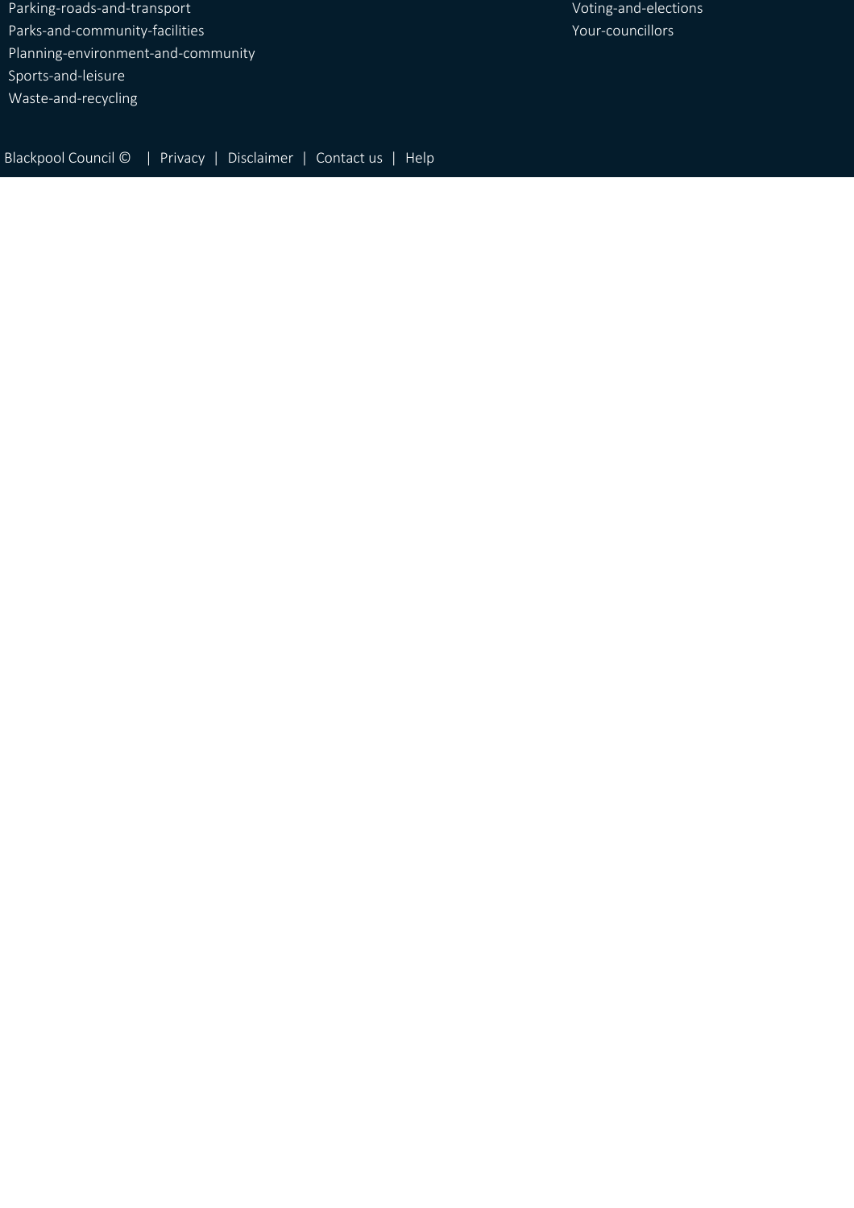- Parking-roads-and-transport
- Parks-and-community-facilities
- Planning-environment-and-community
- Sports-and-leisure
- Waste-and-recycling
- Voting-and-elections
- Your-councillors

Blackpool Council © | Privacy | Disclaimer | Contact us | Help